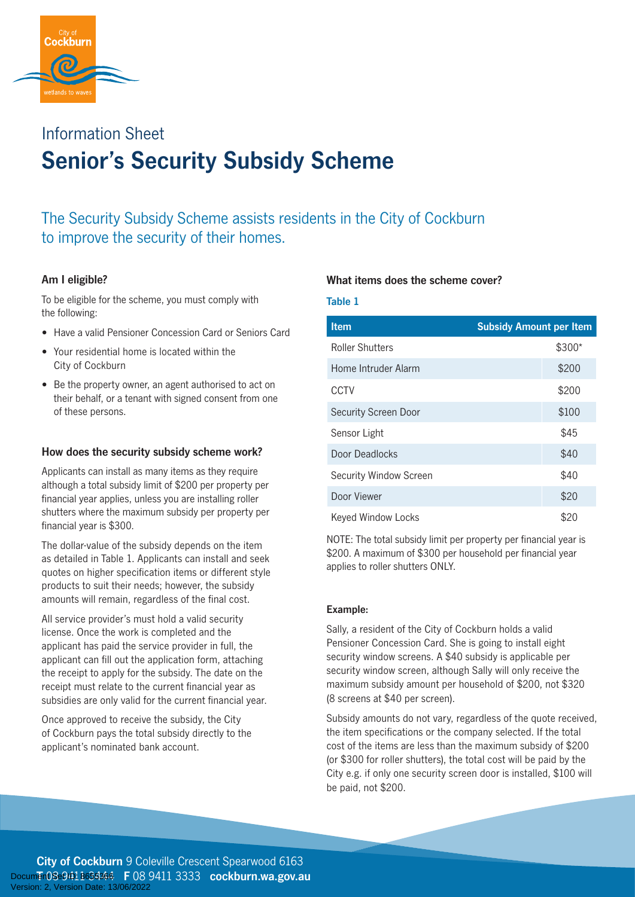Information Sheet

# Senior's Security Subsidy Scheme

## The Security Subsidy Scheme assists residents in the City of Cockburn to improve the security of their homes.

### Am I eligible?

To be eligible for the scheme, you must comply with the following:

- Have a valid Pensioner Concession Card or Seniors Card
- Your residential home is located within the City of Cockburn
- Be the property owner, an agent authorised to act on their behalf, or a tenant with signed consent from one of these persons.

### How does the security subsidy scheme work?

Applicants can install as many items as they require although a total subsidy limit of $200 per property per financial year applies, unless you are installing roller shutters where the maximum subsidy per property per financial year is $300.

The dollar-value of the subsidy depends on the item as detailed in Table 1. Applicants can install and seek quotes on higher specification items or different style products to suit their needs; however, the subsidy amounts will remain, regardless of the final cost.

All service provider's must hold a valid security license. Once the work is completed and the applicant has paid the service provider in full, the applicant can fill out the application form, attaching the receipt to apply for the subsidy. The date on the receipt must relate to the current financial year as subsidies are only valid for the current financial year.

Once approved to receive the subsidy, the City of Cockburn pays the total subsidy directly to the applicant's nominated bank account.

### What items does the scheme cover?

**Table 1**

| Item | Subsidy Amount per Item |
|---|---|
| Roller Shutters | $300* |
| Home Intruder Alarm | $200 |
| CCTV | $200 |
| Security Screen Door | $100 |
| Sensor Light | $45 |
| Door Deadlocks | $40 |
| Security Window Screen | $40 |
| Door Viewer | $20 |
| Keyed Window Locks | $20 |

NOTE: The total subsidy limit per property per financial year is $200. A maximum of $300 per household per financial year applies to roller shutters ONLY.

### Example:

Sally, a resident of the City of Cockburn holds a valid Pensioner Concession Card. She is going to install eight security window screens. A $40 subsidy is applicable per security window screen, although Sally will only receive the maximum subsidy amount per household of $200, not $320 (8 screens at $40 per screen).

Subsidy amounts do not vary, regardless of the quote received, the item specifications or the company selected. If the total cost of the items are less than the maximum subsidy of $200 (or $300 for roller shutters), the total cost will be paid by the City e.g. if only one security screen door is installed, $100 will be paid, not $200.

**City of Cockburn** 9 Coleville Crescent Spearwood 6163
**T** 08 9411 3444 **F** 08 9411 3333 **cockburn.wa.gov.au**

Document Set ID: 8653566
Version: 2, Version Date: 13/06/2022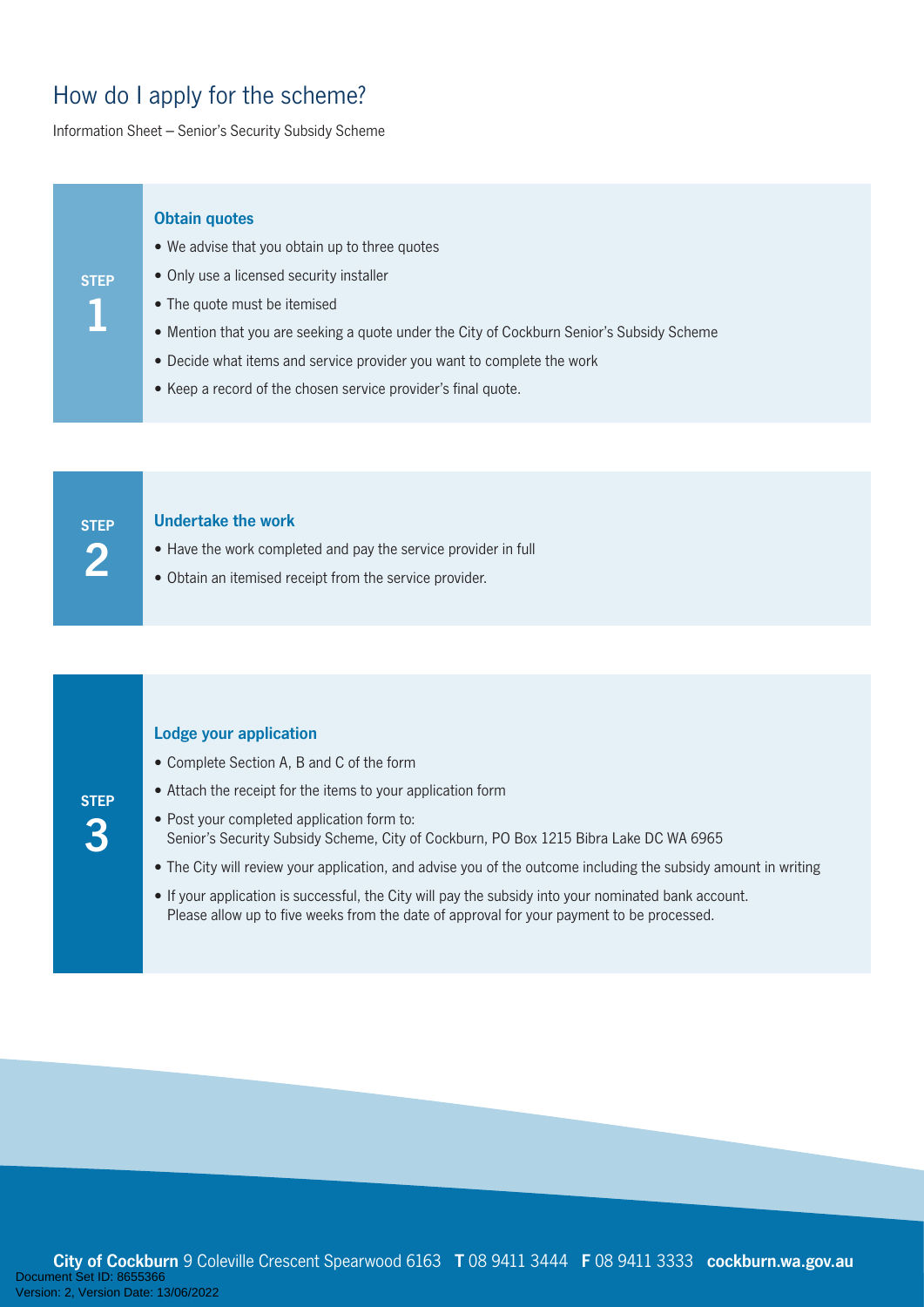# How do I apply for the scheme?

Information Sheet – Senior's Security Subsidy Scheme

## STEP 1

### Obtain quotes

- We advise that you obtain up to three quotes
- Only use a licensed security installer
- The quote must be itemised
- Mention that you are seeking a quote under the City of Cockburn Senior's Subsidy Scheme
- Decide what items and service provider you want to complete the work
- Keep a record of the chosen service provider's final quote.

## STEP 2

### Undertake the work

- Have the work completed and pay the service provider in full
- Obtain an itemised receipt from the service provider.

## STEP 3

### Lodge your application

- Complete Section A, B and C of the form
- Attach the receipt for the items to your application form
- Post your completed application form to:
  Senior's Security Subsidy Scheme, City of Cockburn, PO Box 1215 Bibra Lake DC WA 6965
- The City will review your application, and advise you of the outcome including the subsidy amount in writing
- If your application is successful, the City will pay the subsidy into your nominated bank account.
  Please allow up to five weeks from the date of approval for your payment to be processed.

**City of Cockburn** 9 Coleville Crescent Spearwood 6163 **T** 08 9411 3444 **F** 08 9411 3333 **cockburn.wa.gov.au**

Document Set ID: 8655366
Version: 2, Version Date: 13/06/2022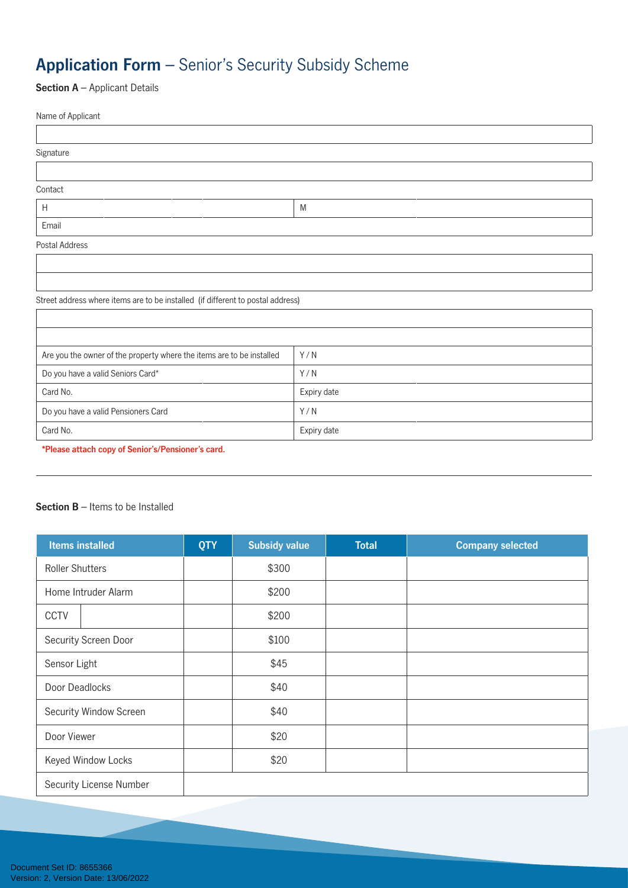# **Application Form** – Senior's Security Subsidy Scheme

**Section A** – Applicant Details

Name of Applicant

| |
|---|
| |

Signature

| |
|---|
| |

Contact

| | |
|---|---|
| H | M |
| Email | |

Postal Address

| |
|---|
| |
| |

Street address where items are to be installed (if different to postal address)

| | |
|---|---|
| | |
| | |
| Are you the owner of the property where the items are to be installed | Y / N |
| Do you have a valid Seniors Card* | Y / N |
| Card No. | Expiry date |
| Do you have a valid Pensioners Card | Y / N |
| Card No. | Expiry date |

***Please attach copy of Senior's/Pensioner's card.**

**Section B** – Items to be Installed

| Items installed | QTY | Subsidy value | Total | Company selected |
|---|---|---|---|---|
| Roller Shutters | | $300 | | |
| Home Intruder Alarm | | $200 | | |
| CCTV | | $200 | | |
| Security Screen Door | | $100 | | |
| Sensor Light | | $45 | | |
| Door Deadlocks | | $40 | | |
| Security Window Screen | | $40 | | |
| Door Viewer | | $20 | | |
| Keyed Window Locks | | $20 | | |
| Security License Number | | | | |

Document Set ID: 8655366
Version: 2, Version Date: 13/06/2022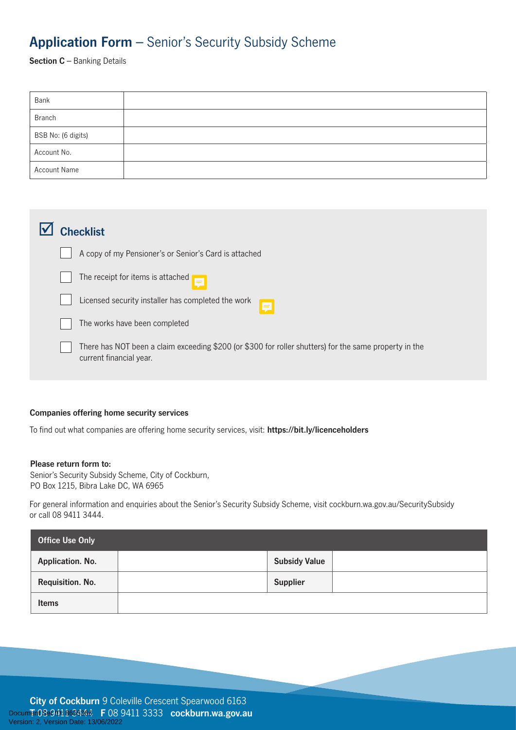# Application Form – Senior's Security Subsidy Scheme

**Section C** – Banking Details

| | |
|---|---|
| Bank | |
| Branch | |
| BSB No: (6 digits) | |
| Account No. | |
| Account Name | |

## ☑ Checklist

- ☐ A copy of my Pensioner's or Senior's Card is attached
- ☐ The receipt for items is attached
- ☐ Licensed security installer has completed the work
- ☐ The works have been completed
- ☐ There has NOT been a claim exceeding $200 (or $300 for roller shutters) for the same property in the current financial year.

**Companies offering home security services**

To find out what companies are offering home security services, visit: **https://bit.ly/licenceholders**

**Please return form to:**
Senior's Security Subsidy Scheme, City of Cockburn,
PO Box 1215, Bibra Lake DC, WA 6965

For general information and enquiries about the Senior's Security Subsidy Scheme, visit cockburn.wa.gov.au/SecuritySubsidy or call 08 9411 3444.

| Office Use Only | | | |
|---|---|---|---|
| **Application. No.** | | **Subsidy Value** | |
| **Requisition. No.** | | **Supplier** | |
| **Items** | | | |

**City of Cockburn** 9 Coleville Crescent Spearwood 6163
**T** 08 9411 3444 **F** 08 9411 3333 **cockburn.wa.gov.au**

Document Set ID: 8635366
Version: 2, Version Date: 13/06/2022